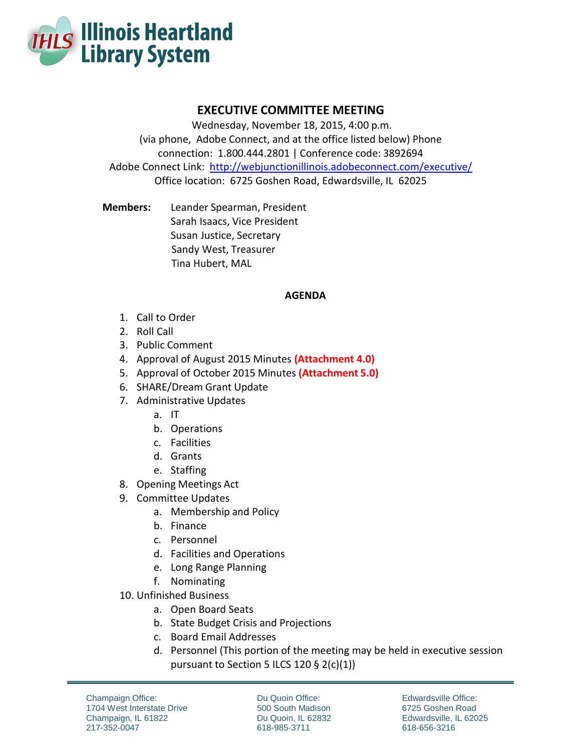Illinois Heartland Library System

# EXECUTIVE COMMITTEE MEETING

Wednesday, November 18, 2015, 4:00 p.m.
(via phone, Adobe Connect, and at the office listed below) Phone connection: 1.800.444.2801 | Conference code: 3892694
Adobe Connect Link: http://webjunctionillinois.adobeconnect.com/executive/
Office location: 6725 Goshen Road, Edwardsville, IL 62025

**Members:**
Leander Spearman, President
Sarah Isaacs, Vice President
Susan Justice, Secretary
Sandy West, Treasurer
Tina Hubert, MAL

## AGENDA

1. Call to Order
2. Roll Call
3. Public Comment
4. Approval of August 2015 Minutes **(Attachment 4.0)**
5. Approval of October 2015 Minutes **(Attachment 5.0)**
6. SHARE/Dream Grant Update
7. Administrative Updates
   a. IT
   b. Operations
   c. Facilities
   d. Grants
   e. Staffing
8. Opening Meetings Act
9. Committee Updates
   a. Membership and Policy
   b. Finance
   c. Personnel
   d. Facilities and Operations
   e. Long Range Planning
   f. Nominating
10. Unfinished Business
    a. Open Board Seats
    b. State Budget Crisis and Projections
    c. Board Email Addresses
    d. Personnel (This portion of the meeting may be held in executive session pursuant to Section 5 ILCS 120 § 2(c)(1))

Champaign Office:
1704 West Interstate Drive
Champaign, IL 61822
217-352-0047

Du Quoin Office:
500 South Madison
Du Quoin, IL 62832
618-985-3711

Edwardsville Office:
6725 Goshen Road
Edwardsville, IL 62025
618-656-3216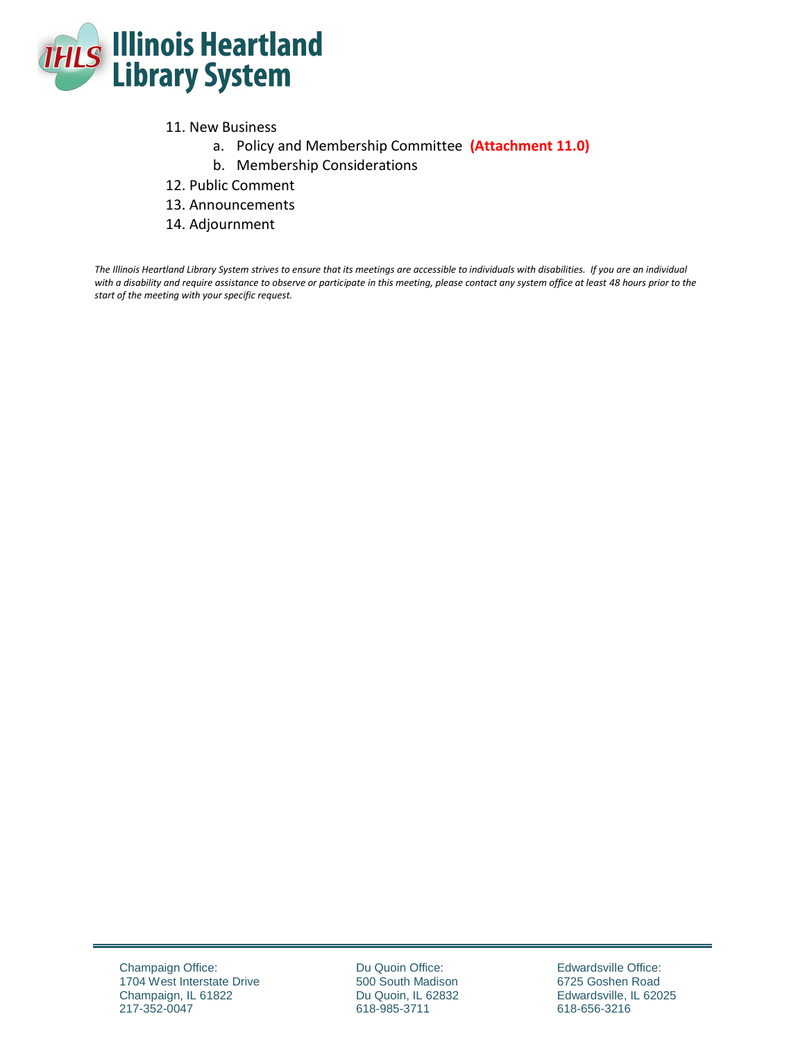11. New Business
    a. Policy and Membership Committee **(Attachment 11.0)**
    b. Membership Considerations
12. Public Comment
13. Announcements
14. Adjournment

*The Illinois Heartland Library System strives to ensure that its meetings are accessible to individuals with disabilities. If you are an individual with a disability and require assistance to observe or participate in this meeting, please contact any system office at least 48 hours prior to the start of the meeting with your specific request.*